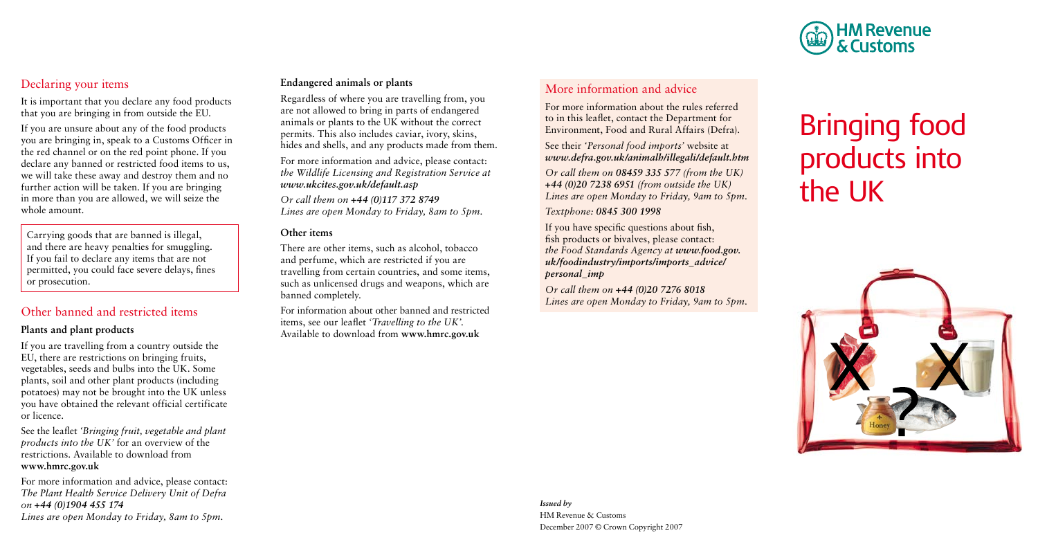## Declaring your items

It is important that you declare any food products that you are bringing in from outside the EU.

If you are unsure about any of the food products you are bringing in, speak to a Customs Officer in the red channel or on the red point phone. If you declare any banned or restricted food items to us, we will take these away and destroy them and no further action will be taken. If you are bringing in more than you are allowed, we will seize the whole amount.

Carrying goods that are banned is illegal, and there are heavy penalties for smuggling. If you fail to declare any items that are not permitted, you could face severe delays, fines or prosecution.

## Other banned and restricted items

### Plants and plant products

If you are travelling from a country outside the EU, there are restrictions on bringing fruits, vegetables, seeds and bulbs into the UK. Some plants, soil and other plant products (including potatoes) may not be brought into the UK unless you have obtained the relevant official certificate or licence.

See the leaflet *'Bringing fruit, vegetable and plant products into the UK'* for an overview of the restrictions. Available to download from **www.hmrc.gov.uk**

For more information and advice, please contact: *The Plant Health Service Delivery Unit of Defra on* ***+44 (0)1904 455 174***
*Lines are open Monday to Friday, 8am to 5pm.*

### Endangered animals or plants

Regardless of where you are travelling from, you are not allowed to bring in parts of endangered animals or plants to the UK without the correct permits. This also includes caviar, ivory, skins, hides and shells, and any products made from them.

For more information and advice, please contact: *the Wildlife Licensing and Registration Service at* ***www.ukcites.gov.uk/default.asp***

*Or call them on* ***+44 (0)117 372 8749***
*Lines are open Monday to Friday, 8am to 5pm.*

### Other items

There are other items, such as alcohol, tobacco and perfume, which are restricted if you are travelling from certain countries, and some items, such as unlicensed drugs and weapons, which are banned completely.

For information about other banned and restricted items, see our leaflet *'Travelling to the UK'*. Available to download from **www.hmrc.gov.uk**

## More information and advice

For more information about the rules referred to in this leaflet, contact the Department for Environment, Food and Rural Affairs (Defra).

See their *'Personal food imports'* website at ***www.defra.gov.uk/animalh/illegali/default.htm***

*Or call them on* ***08459 335 577*** *(from the UK)* ***+44 (0)20 7238 6951*** *(from outside the UK) Lines are open Monday to Friday, 9am to 5pm.*

*Textphone:* ***0845 300 1998***

If you have specific questions about fish, fish products or bivalves, please contact: *the Food Standards Agency at* ***www.food.gov.uk/foodindustry/imports/imports_advice/personal_imp***

*Or call them on* ***+44 (0)20 7276 8018***
*Lines are open Monday to Friday, 9am to 5pm.*

*Issued by*
HM Revenue & Customs
December 2007 © Crown Copyright 2007

HM Revenue & Customs

# Bringing food products into the UK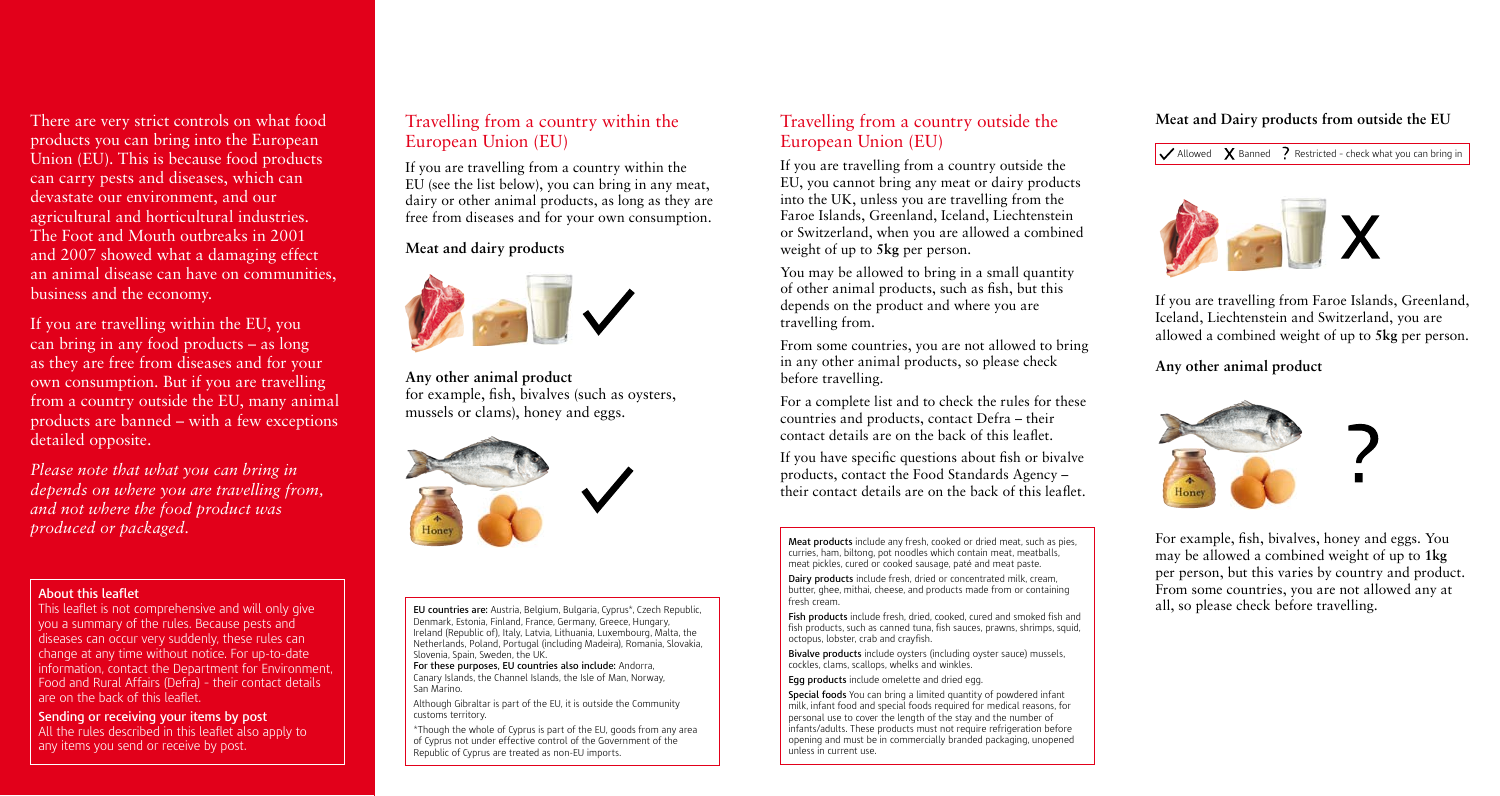There are very strict controls on what food products you can bring into the European Union (EU). This is because food products can carry pests and diseases, which can devastate our environment, and our agricultural and horticultural industries. The Foot and Mouth outbreaks in 2001 and 2007 showed what a damaging effect an animal disease can have on communities, business and the economy.

If you are travelling within the EU, you can bring in any food products – as long as they are free from diseases and for your own consumption. But if you are travelling from a country outside the EU, many animal products are banned – with a few exceptions detailed opposite.

*Please note that what you can bring in depends on where you are travelling from, and not where the food product was produced or packaged.*

### About this leaflet

This leaflet is not comprehensive and will only give you a summary of the rules. Because pests and diseases can occur very suddenly, these rules can change at any time without notice. For up-to-date information, contact the Department for Environment, Food and Rural Affairs (Defra) - their contact details are on the back of this leaflet.

### Sending or receiving your items by post

All the rules described in this leaflet also apply to any items you send or receive by post.

## Travelling from a country within the European Union (EU)

If you are travelling from a country within the EU (see the list below), you can bring in any meat, dairy or other animal products, as long as they are free from diseases and for your own consumption.

**Meat and dairy products**

✓

**Any other animal product**
for example, fish, bivalves (such as oysters, mussels or clams), honey and eggs.

✓

**EU countries are:** Austria, Belgium, Bulgaria, Cyprus*, Czech Republic, Denmark, Estonia, Finland, France, Germany, Greece, Hungary, Ireland (Republic of), Italy, Latvia, Lithuania, Luxembourg, Malta, the Netherlands, Poland, Portugal (including Madeira), Romania, Slovakia, Slovenia, Spain, Sweden, the UK.

**For these purposes, EU countries also include:** Andorra, Canary Islands, the Channel Islands, the Isle of Man, Norway, San Marino.

Although Gibraltar is part of the EU, it is outside the Community customs territory.

*Though the whole of Cyprus is part of the EU, goods from any area of Cyprus not under effective control of the Government of the Republic of Cyprus are treated as non-EU imports.

## Travelling from a country outside the European Union (EU)

If you are travelling from a country outside the EU, you cannot bring any meat or dairy products into the UK, unless you are travelling from the Faroe Islands, Greenland, Iceland, Liechtenstein or Switzerland, when you are allowed a combined weight of up to **5kg** per person.

You may be allowed to bring in a small quantity of other animal products, such as fish, but this depends on the product and where you are travelling from.

From some countries, you are not allowed to bring in any other animal products, so please check before travelling.

For a complete list and to check the rules for these countries and products, contact Defra – their contact details are on the back of this leaflet.

If you have specific questions about fish or bivalve products, contact the Food Standards Agency – their contact details are on the back of this leaflet.

**Meat products** include any fresh, cooked or dried meat, such as pies, curries, ham, biltong, pot noodles which contain meat, meatballs, meat pickles, cured or cooked sausage, paté and meat paste.

**Dairy products** include fresh, dried or concentrated milk, cream, butter, ghee, mithai, cheese, and products made from or containing fresh cream.

**Fish products** include fresh, dried, cooked, cured and smoked fish and fish products, such as canned tuna, fish sauces, prawns, shrimps, squid, octopus, lobster, crab and crayfish.

**Bivalve products** include oysters (including oyster sauce) mussels, cockles, clams, scallops, whelks and winkles.

**Egg products** include omelette and dried egg.

**Special foods** You can bring a limited quantity of powdered infant milk, infant food and special foods required for medical reasons, for personal use to cover the length of the stay and the number of infants/adults. These products must not require refrigeration before opening and must be in commercially branded packaging, unopened unless in current use.

**Meat and Dairy products from outside the EU**

✓ Allowed X Banned ? Restricted - check what you can bring in

X

If you are travelling from Faroe Islands, Greenland, Iceland, Liechtenstein and Switzerland, you are allowed a combined weight of up to **5kg** per person.

**Any other animal product**

?

For example, fish, bivalves, honey and eggs. You may be allowed a combined weight of up to **1kg** per person, but this varies by country and product. From some countries, you are not allowed any at all, so please check before travelling.